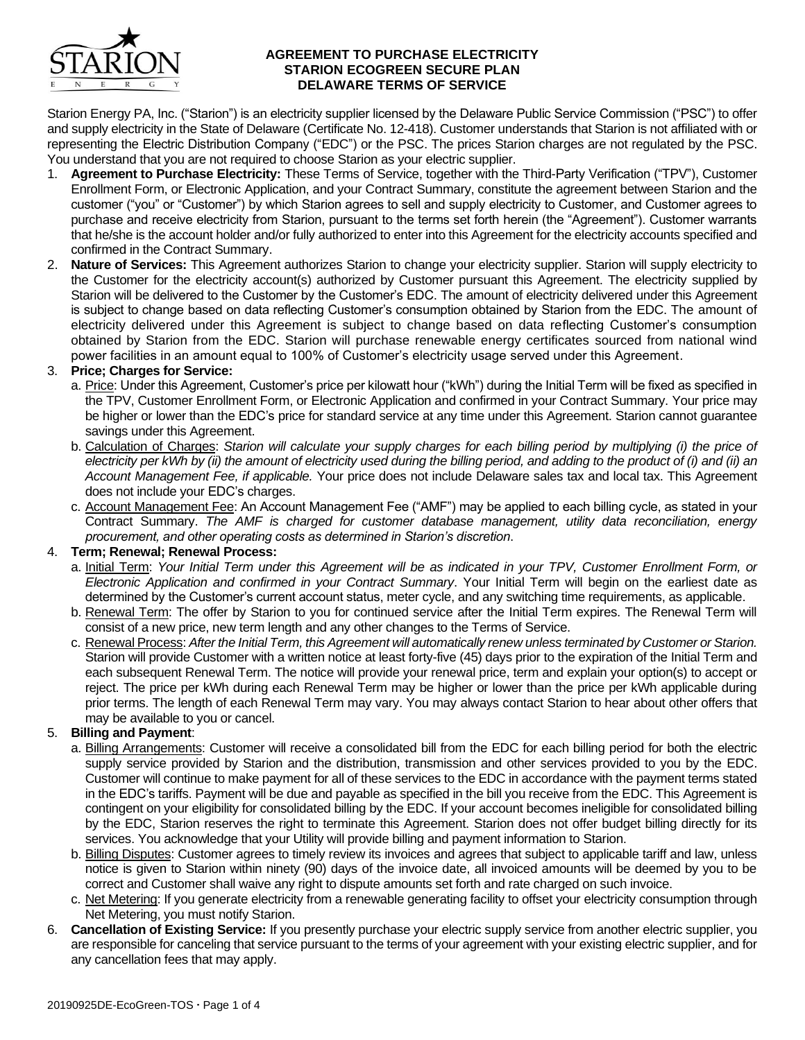# AGREEMENT TO PURCHASE ELECTRICITY
## STARION ECOGREEN SECURE PLAN
## DELAWARE TERMS OF SERVICE

Starion Energy PA, Inc. ("Starion") is an electricity supplier licensed by the Delaware Public Service Commission ("PSC") to offer and supply electricity in the State of Delaware (Certificate No. 12-418). Customer understands that Starion is not affiliated with or representing the Electric Distribution Company ("EDC") or the PSC. The prices Starion charges are not regulated by the PSC. You understand that you are not required to choose Starion as your electric supplier.

1. **Agreement to Purchase Electricity:** These Terms of Service, together with the Third-Party Verification ("TPV"), Customer Enrollment Form, or Electronic Application, and your Contract Summary, constitute the agreement between Starion and the customer ("you" or "Customer") by which Starion agrees to sell and supply electricity to Customer, and Customer agrees to purchase and receive electricity from Starion, pursuant to the terms set forth herein (the "Agreement"). Customer warrants that he/she is the account holder and/or fully authorized to enter into this Agreement for the electricity accounts specified and confirmed in the Contract Summary.
2. **Nature of Services:** This Agreement authorizes Starion to change your electricity supplier. Starion will supply electricity to the Customer for the electricity account(s) authorized by Customer pursuant this Agreement. The electricity supplied by Starion will be delivered to the Customer by the Customer's EDC. The amount of electricity delivered under this Agreement is subject to change based on data reflecting Customer's consumption obtained by Starion from the EDC. The amount of electricity delivered under this Agreement is subject to change based on data reflecting Customer's consumption obtained by Starion from the EDC. Starion will purchase renewable energy certificates sourced from national wind power facilities in an amount equal to 100% of Customer's electricity usage served under this Agreement.
3. **Price; Charges for Service:**
   a. Price: Under this Agreement, Customer's price per kilowatt hour ("kWh") during the Initial Term will be fixed as specified in the TPV, Customer Enrollment Form, or Electronic Application and confirmed in your Contract Summary. Your price may be higher or lower than the EDC's price for standard service at any time under this Agreement. Starion cannot guarantee savings under this Agreement.
   b. Calculation of Charges: *Starion will calculate your supply charges for each billing period by multiplying (i) the price of electricity per kWh by (ii) the amount of electricity used during the billing period, and adding to the product of (i) and (ii) an Account Management Fee, if applicable.* Your price does not include Delaware sales tax and local tax. This Agreement does not include your EDC's charges.
   c. Account Management Fee: An Account Management Fee ("AMF") may be applied to each billing cycle, as stated in your Contract Summary. *The AMF is charged for customer database management, utility data reconciliation, energy procurement, and other operating costs as determined in Starion's discretion*.
4. **Term; Renewal; Renewal Process:**
   a. Initial Term: *Your Initial Term under this Agreement will be as indicated in your TPV, Customer Enrollment Form, or Electronic Application and confirmed in your Contract Summary*. Your Initial Term will begin on the earliest date as determined by the Customer's current account status, meter cycle, and any switching time requirements, as applicable.
   b. Renewal Term: The offer by Starion to you for continued service after the Initial Term expires. The Renewal Term will consist of a new price, new term length and any other changes to the Terms of Service.
   c. Renewal Process: *After the Initial Term, this Agreement will automatically renew unless terminated by Customer or Starion.* Starion will provide Customer with a written notice at least forty-five (45) days prior to the expiration of the Initial Term and each subsequent Renewal Term. The notice will provide your renewal price, term and explain your option(s) to accept or reject. The price per kWh during each Renewal Term may be higher or lower than the price per kWh applicable during prior terms. The length of each Renewal Term may vary. You may always contact Starion to hear about other offers that may be available to you or cancel.
5. **Billing and Payment**:
   a. Billing Arrangements: Customer will receive a consolidated bill from the EDC for each billing period for both the electric supply service provided by Starion and the distribution, transmission and other services provided to you by the EDC. Customer will continue to make payment for all of these services to the EDC in accordance with the payment terms stated in the EDC's tariffs. Payment will be due and payable as specified in the bill you receive from the EDC. This Agreement is contingent on your eligibility for consolidated billing by the EDC. If your account becomes ineligible for consolidated billing by the EDC, Starion reserves the right to terminate this Agreement. Starion does not offer budget billing directly for its services. You acknowledge that your Utility will provide billing and payment information to Starion.
   b. Billing Disputes: Customer agrees to timely review its invoices and agrees that subject to applicable tariff and law, unless notice is given to Starion within ninety (90) days of the invoice date, all invoiced amounts will be deemed by you to be correct and Customer shall waive any right to dispute amounts set forth and rate charged on such invoice.
   c. Net Metering: If you generate electricity from a renewable generating facility to offset your electricity consumption through Net Metering, you must notify Starion.
6. **Cancellation of Existing Service:** If you presently purchase your electric supply service from another electric supplier, you are responsible for canceling that service pursuant to the terms of your agreement with your existing electric supplier, and for any cancellation fees that may apply.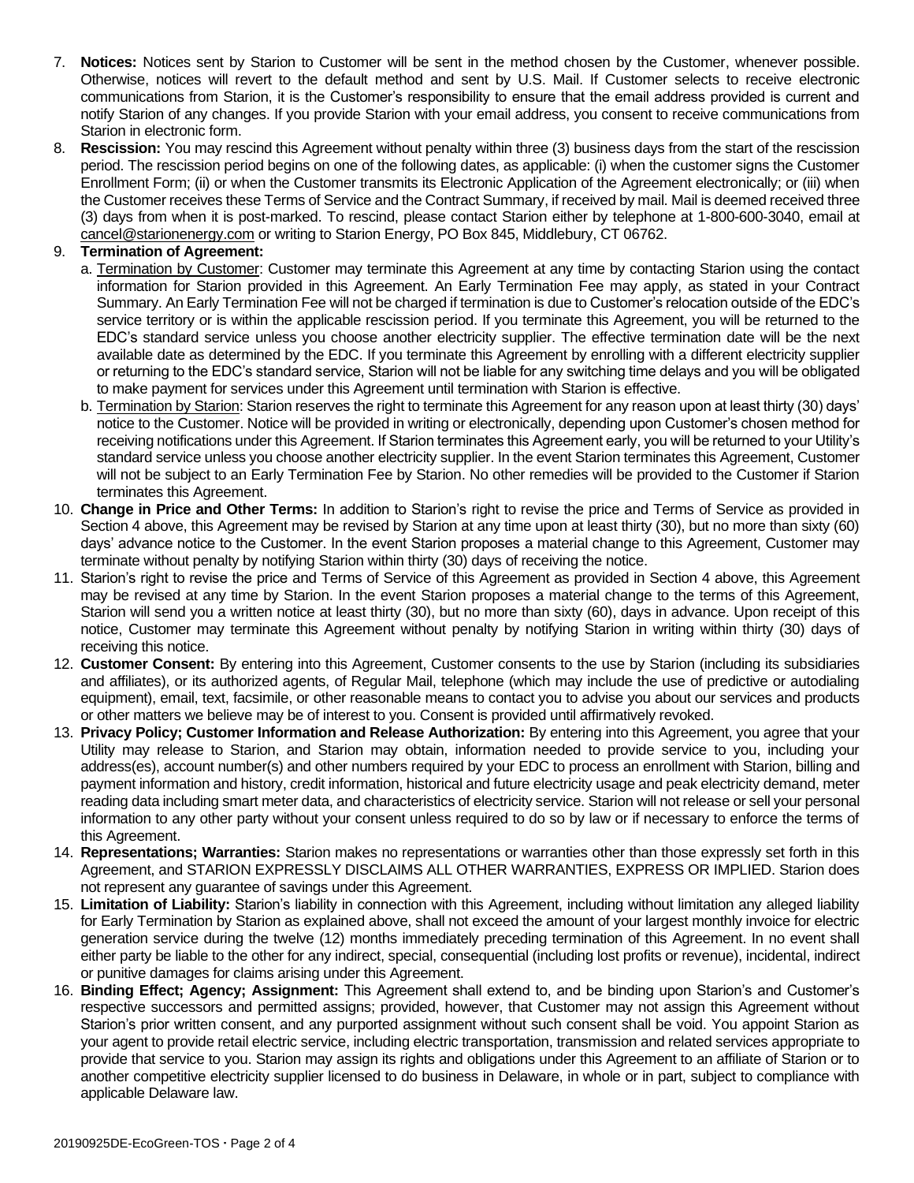7. **Notices:** Notices sent by Starion to Customer will be sent in the method chosen by the Customer, whenever possible. Otherwise, notices will revert to the default method and sent by U.S. Mail. If Customer selects to receive electronic communications from Starion, it is the Customer's responsibility to ensure that the email address provided is current and notify Starion of any changes. If you provide Starion with your email address, you consent to receive communications from Starion in electronic form.
8. **Rescission:** You may rescind this Agreement without penalty within three (3) business days from the start of the rescission period. The rescission period begins on one of the following dates, as applicable: (i) when the customer signs the Customer Enrollment Form; (ii) or when the Customer transmits its Electronic Application of the Agreement electronically; or (iii) when the Customer receives these Terms of Service and the Contract Summary, if received by mail. Mail is deemed received three (3) days from when it is post-marked. To rescind, please contact Starion either by telephone at 1-800-600-3040, email at cancel@starionenergy.com or writing to Starion Energy, PO Box 845, Middlebury, CT 06762.
9. **Termination of Agreement:**
   a. Termination by Customer: Customer may terminate this Agreement at any time by contacting Starion using the contact information for Starion provided in this Agreement. An Early Termination Fee may apply, as stated in your Contract Summary. An Early Termination Fee will not be charged if termination is due to Customer's relocation outside of the EDC's service territory or is within the applicable rescission period. If you terminate this Agreement, you will be returned to the EDC's standard service unless you choose another electricity supplier. The effective termination date will be the next available date as determined by the EDC. If you terminate this Agreement by enrolling with a different electricity supplier or returning to the EDC's standard service, Starion will not be liable for any switching time delays and you will be obligated to make payment for services under this Agreement until termination with Starion is effective.
   b. Termination by Starion: Starion reserves the right to terminate this Agreement for any reason upon at least thirty (30) days' notice to the Customer. Notice will be provided in writing or electronically, depending upon Customer's chosen method for receiving notifications under this Agreement. If Starion terminates this Agreement early, you will be returned to your Utility's standard service unless you choose another electricity supplier. In the event Starion terminates this Agreement, Customer will not be subject to an Early Termination Fee by Starion. No other remedies will be provided to the Customer if Starion terminates this Agreement.
10. **Change in Price and Other Terms:** In addition to Starion's right to revise the price and Terms of Service as provided in Section 4 above, this Agreement may be revised by Starion at any time upon at least thirty (30), but no more than sixty (60) days' advance notice to the Customer. In the event Starion proposes a material change to this Agreement, Customer may terminate without penalty by notifying Starion within thirty (30) days of receiving the notice.
11. Starion's right to revise the price and Terms of Service of this Agreement as provided in Section 4 above, this Agreement may be revised at any time by Starion. In the event Starion proposes a material change to the terms of this Agreement, Starion will send you a written notice at least thirty (30), but no more than sixty (60), days in advance. Upon receipt of this notice, Customer may terminate this Agreement without penalty by notifying Starion in writing within thirty (30) days of receiving this notice.
12. **Customer Consent:** By entering into this Agreement, Customer consents to the use by Starion (including its subsidiaries and affiliates), or its authorized agents, of Regular Mail, telephone (which may include the use of predictive or autodialing equipment), email, text, facsimile, or other reasonable means to contact you to advise you about our services and products or other matters we believe may be of interest to you. Consent is provided until affirmatively revoked.
13. **Privacy Policy; Customer Information and Release Authorization:** By entering into this Agreement, you agree that your Utility may release to Starion, and Starion may obtain, information needed to provide service to you, including your address(es), account number(s) and other numbers required by your EDC to process an enrollment with Starion, billing and payment information and history, credit information, historical and future electricity usage and peak electricity demand, meter reading data including smart meter data, and characteristics of electricity service. Starion will not release or sell your personal information to any other party without your consent unless required to do so by law or if necessary to enforce the terms of this Agreement.
14. **Representations; Warranties:** Starion makes no representations or warranties other than those expressly set forth in this Agreement, and STARION EXPRESSLY DISCLAIMS ALL OTHER WARRANTIES, EXPRESS OR IMPLIED. Starion does not represent any guarantee of savings under this Agreement.
15. **Limitation of Liability:** Starion's liability in connection with this Agreement, including without limitation any alleged liability for Early Termination by Starion as explained above, shall not exceed the amount of your largest monthly invoice for electric generation service during the twelve (12) months immediately preceding termination of this Agreement. In no event shall either party be liable to the other for any indirect, special, consequential (including lost profits or revenue), incidental, indirect or punitive damages for claims arising under this Agreement.
16. **Binding Effect; Agency; Assignment:** This Agreement shall extend to, and be binding upon Starion's and Customer's respective successors and permitted assigns; provided, however, that Customer may not assign this Agreement without Starion's prior written consent, and any purported assignment without such consent shall be void. You appoint Starion as your agent to provide retail electric service, including electric transportation, transmission and related services appropriate to provide that service to you. Starion may assign its rights and obligations under this Agreement to an affiliate of Starion or to another competitive electricity supplier licensed to do business in Delaware, in whole or in part, subject to compliance with applicable Delaware law.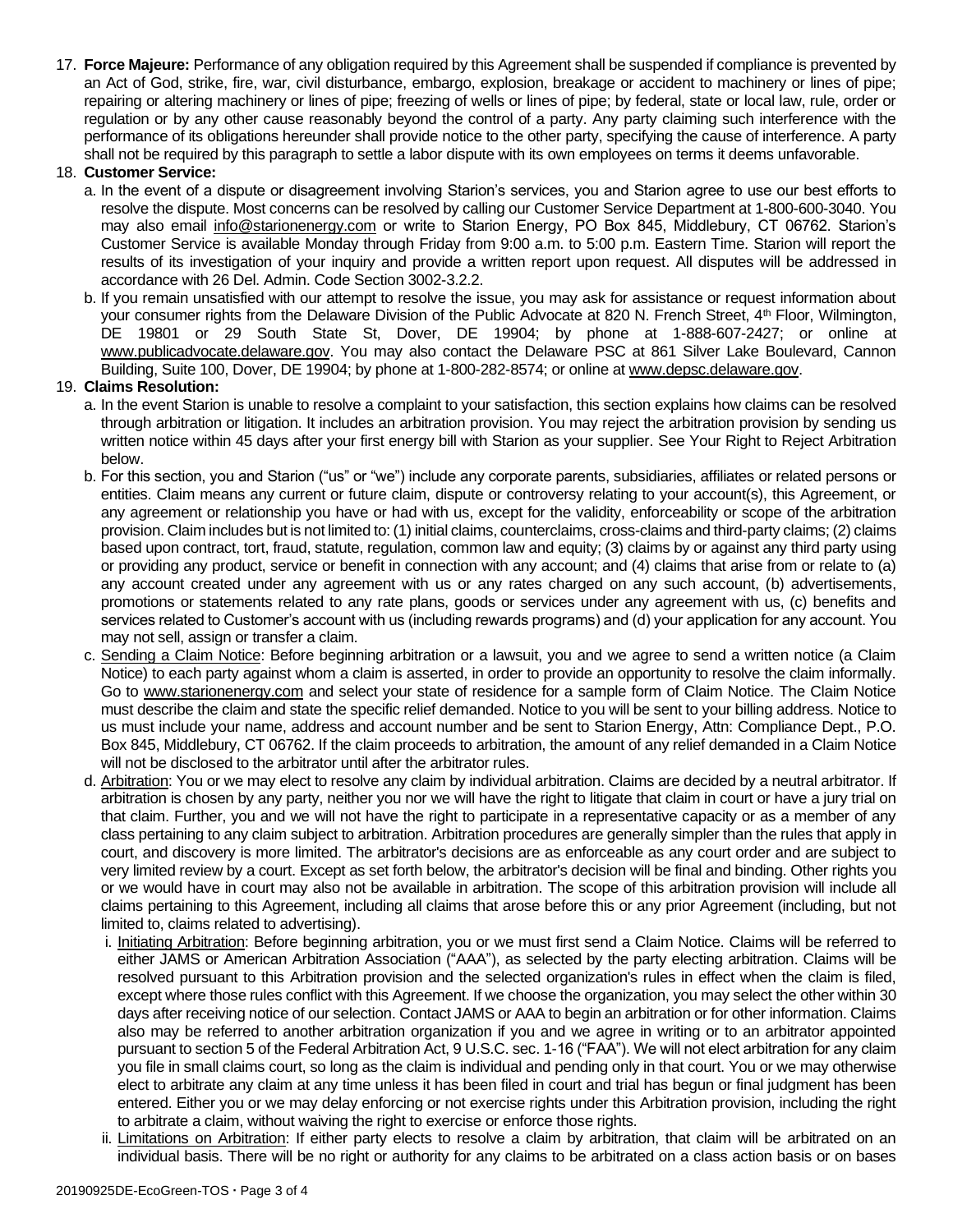17. **Force Majeure:** Performance of any obligation required by this Agreement shall be suspended if compliance is prevented by an Act of God, strike, fire, war, civil disturbance, embargo, explosion, breakage or accident to machinery or lines of pipe; repairing or altering machinery or lines of pipe; freezing of wells or lines of pipe; by federal, state or local law, rule, order or regulation or by any other cause reasonably beyond the control of a party. Any party claiming such interference with the performance of its obligations hereunder shall provide notice to the other party, specifying the cause of interference. A party shall not be required by this paragraph to settle a labor dispute with its own employees on terms it deems unfavorable.

18. **Customer Service:**
    a. In the event of a dispute or disagreement involving Starion's services, you and Starion agree to use our best efforts to resolve the dispute. Most concerns can be resolved by calling our Customer Service Department at 1-800-600-3040. You may also email info@starionenergy.com or write to Starion Energy, PO Box 845, Middlebury, CT 06762. Starion's Customer Service is available Monday through Friday from 9:00 a.m. to 5:00 p.m. Eastern Time. Starion will report the results of its investigation of your inquiry and provide a written report upon request. All disputes will be addressed in accordance with 26 Del. Admin. Code Section 3002-3.2.2.
    b. If you remain unsatisfied with our attempt to resolve the issue, you may ask for assistance or request information about your consumer rights from the Delaware Division of the Public Advocate at 820 N. French Street, 4th Floor, Wilmington, DE 19801 or 29 South State St, Dover, DE 19904; by phone at 1-888-607-2427; or online at www.publicadvocate.delaware.gov. You may also contact the Delaware PSC at 861 Silver Lake Boulevard, Cannon Building, Suite 100, Dover, DE 19904; by phone at 1-800-282-8574; or online at www.depsc.delaware.gov.

19. **Claims Resolution:**
    a. In the event Starion is unable to resolve a complaint to your satisfaction, this section explains how claims can be resolved through arbitration or litigation. It includes an arbitration provision. You may reject the arbitration provision by sending us written notice within 45 days after your first energy bill with Starion as your supplier. See Your Right to Reject Arbitration below.
    b. For this section, you and Starion ("us" or "we") include any corporate parents, subsidiaries, affiliates or related persons or entities. Claim means any current or future claim, dispute or controversy relating to your account(s), this Agreement, or any agreement or relationship you have or had with us, except for the validity, enforceability or scope of the arbitration provision. Claim includes but is not limited to: (1) initial claims, counterclaims, cross-claims and third-party claims; (2) claims based upon contract, tort, fraud, statute, regulation, common law and equity; (3) claims by or against any third party using or providing any product, service or benefit in connection with any account; and (4) claims that arise from or relate to (a) any account created under any agreement with us or any rates charged on any such account, (b) advertisements, promotions or statements related to any rate plans, goods or services under any agreement with us, (c) benefits and services related to Customer's account with us (including rewards programs) and (d) your application for any account. You may not sell, assign or transfer a claim.
    c. Sending a Claim Notice: Before beginning arbitration or a lawsuit, you and we agree to send a written notice (a Claim Notice) to each party against whom a claim is asserted, in order to provide an opportunity to resolve the claim informally. Go to www.starionenergy.com and select your state of residence for a sample form of Claim Notice. The Claim Notice must describe the claim and state the specific relief demanded. Notice to you will be sent to your billing address. Notice to us must include your name, address and account number and be sent to Starion Energy, Attn: Compliance Dept., P.O. Box 845, Middlebury, CT 06762. If the claim proceeds to arbitration, the amount of any relief demanded in a Claim Notice will not be disclosed to the arbitrator until after the arbitrator rules.
    d. Arbitration: You or we may elect to resolve any claim by individual arbitration. Claims are decided by a neutral arbitrator. If arbitration is chosen by any party, neither you nor we will have the right to litigate that claim in court or have a jury trial on that claim. Further, you and we will not have the right to participate in a representative capacity or as a member of any class pertaining to any claim subject to arbitration. Arbitration procedures are generally simpler than the rules that apply in court, and discovery is more limited. The arbitrator's decisions are as enforceable as any court order and are subject to very limited review by a court. Except as set forth below, the arbitrator's decision will be final and binding. Other rights you or we would have in court may also not be available in arbitration. The scope of this arbitration provision will include all claims pertaining to this Agreement, including all claims that arose before this or any prior Agreement (including, but not limited to, claims related to advertising).
        i. Initiating Arbitration: Before beginning arbitration, you or we must first send a Claim Notice. Claims will be referred to either JAMS or American Arbitration Association ("AAA"), as selected by the party electing arbitration. Claims will be resolved pursuant to this Arbitration provision and the selected organization's rules in effect when the claim is filed, except where those rules conflict with this Agreement. If we choose the organization, you may select the other within 30 days after receiving notice of our selection. Contact JAMS or AAA to begin an arbitration or for other information. Claims also may be referred to another arbitration organization if you and we agree in writing or to an arbitrator appointed pursuant to section 5 of the Federal Arbitration Act, 9 U.S.C. sec. 1-16 ("FAA"). We will not elect arbitration for any claim you file in small claims court, so long as the claim is individual and pending only in that court. You or we may otherwise elect to arbitrate any claim at any time unless it has been filed in court and trial has begun or final judgment has been entered. Either you or we may delay enforcing or not exercise rights under this Arbitration provision, including the right to arbitrate a claim, without waiving the right to exercise or enforce those rights.
        ii. Limitations on Arbitration: If either party elects to resolve a claim by arbitration, that claim will be arbitrated on an individual basis. There will be no right or authority for any claims to be arbitrated on a class action basis or on bases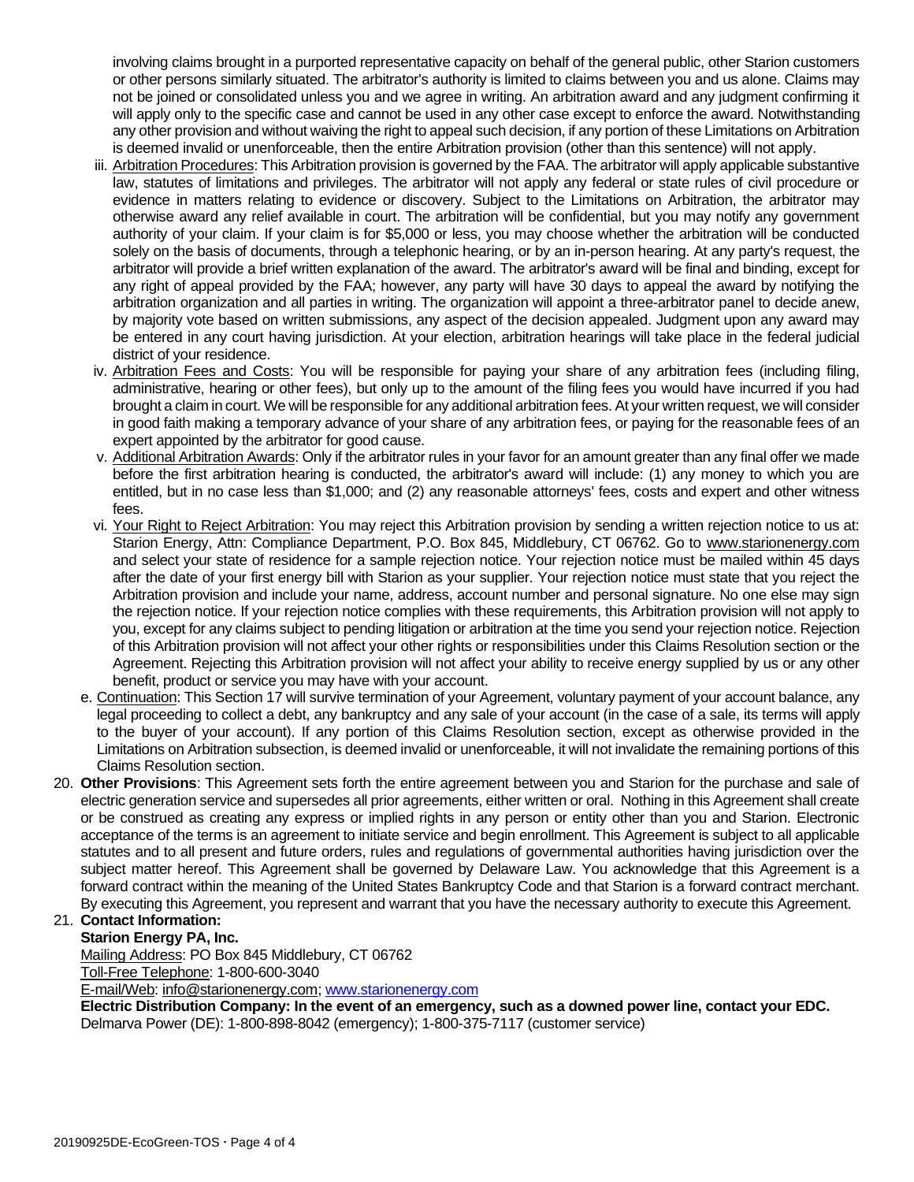involving claims brought in a purported representative capacity on behalf of the general public, other Starion customers or other persons similarly situated. The arbitrator's authority is limited to claims between you and us alone. Claims may not be joined or consolidated unless you and we agree in writing. An arbitration award and any judgment confirming it will apply only to the specific case and cannot be used in any other case except to enforce the award. Notwithstanding any other provision and without waiving the right to appeal such decision, if any portion of these Limitations on Arbitration is deemed invalid or unenforceable, then the entire Arbitration provision (other than this sentence) will not apply.

iii. Arbitration Procedures: This Arbitration provision is governed by the FAA. The arbitrator will apply applicable substantive law, statutes of limitations and privileges. The arbitrator will not apply any federal or state rules of civil procedure or evidence in matters relating to evidence or discovery. Subject to the Limitations on Arbitration, the arbitrator may otherwise award any relief available in court. The arbitration will be confidential, but you may notify any government authority of your claim. If your claim is for $5,000 or less, you may choose whether the arbitration will be conducted solely on the basis of documents, through a telephonic hearing, or by an in-person hearing. At any party's request, the arbitrator will provide a brief written explanation of the award. The arbitrator's award will be final and binding, except for any right of appeal provided by the FAA; however, any party will have 30 days to appeal the award by notifying the arbitration organization and all parties in writing. The organization will appoint a three-arbitrator panel to decide anew, by majority vote based on written submissions, any aspect of the decision appealed. Judgment upon any award may be entered in any court having jurisdiction. At your election, arbitration hearings will take place in the federal judicial district of your residence.

iv. Arbitration Fees and Costs: You will be responsible for paying your share of any arbitration fees (including filing, administrative, hearing or other fees), but only up to the amount of the filing fees you would have incurred if you had brought a claim in court. We will be responsible for any additional arbitration fees. At your written request, we will consider in good faith making a temporary advance of your share of any arbitration fees, or paying for the reasonable fees of an expert appointed by the arbitrator for good cause.

v. Additional Arbitration Awards: Only if the arbitrator rules in your favor for an amount greater than any final offer we made before the first arbitration hearing is conducted, the arbitrator's award will include: (1) any money to which you are entitled, but in no case less than $1,000; and (2) any reasonable attorneys' fees, costs and expert and other witness fees.

vi. Your Right to Reject Arbitration: You may reject this Arbitration provision by sending a written rejection notice to us at: Starion Energy, Attn: Compliance Department, P.O. Box 845, Middlebury, CT 06762. Go to www.starionenergy.com and select your state of residence for a sample rejection notice. Your rejection notice must be mailed within 45 days after the date of your first energy bill with Starion as your supplier. Your rejection notice must state that you reject the Arbitration provision and include your name, address, account number and personal signature. No one else may sign the rejection notice. If your rejection notice complies with these requirements, this Arbitration provision will not apply to you, except for any claims subject to pending litigation or arbitration at the time you send your rejection notice. Rejection of this Arbitration provision will not affect your other rights or responsibilities under this Claims Resolution section or the Agreement. Rejecting this Arbitration provision will not affect your ability to receive energy supplied by us or any other benefit, product or service you may have with your account.

e. Continuation: This Section 17 will survive termination of your Agreement, voluntary payment of your account balance, any legal proceeding to collect a debt, any bankruptcy and any sale of your account (in the case of a sale, its terms will apply to the buyer of your account). If any portion of this Claims Resolution section, except as otherwise provided in the Limitations on Arbitration subsection, is deemed invalid or unenforceable, it will not invalidate the remaining portions of this Claims Resolution section.

20. **Other Provisions**: This Agreement sets forth the entire agreement between you and Starion for the purchase and sale of electric generation service and supersedes all prior agreements, either written or oral. Nothing in this Agreement shall create or be construed as creating any express or implied rights in any person or entity other than you and Starion. Electronic acceptance of the terms is an agreement to initiate service and begin enrollment. This Agreement is subject to all applicable statutes and to all present and future orders, rules and regulations of governmental authorities having jurisdiction over the subject matter hereof. This Agreement shall be governed by Delaware Law. You acknowledge that this Agreement is a forward contract within the meaning of the United States Bankruptcy Code and that Starion is a forward contract merchant. By executing this Agreement, you represent and warrant that you have the necessary authority to execute this Agreement.

21. **Contact Information:**
**Starion Energy PA, Inc.**
Mailing Address: PO Box 845 Middlebury, CT 06762
Toll-Free Telephone: 1-800-600-3040
E-mail/Web: info@starionenergy.com; www.starionenergy.com
**Electric Distribution Company: In the event of an emergency, such as a downed power line, contact your EDC.**
Delmarva Power (DE): 1-800-898-8042 (emergency); 1-800-375-7117 (customer service)

20190925DE-EcoGreen-TOS